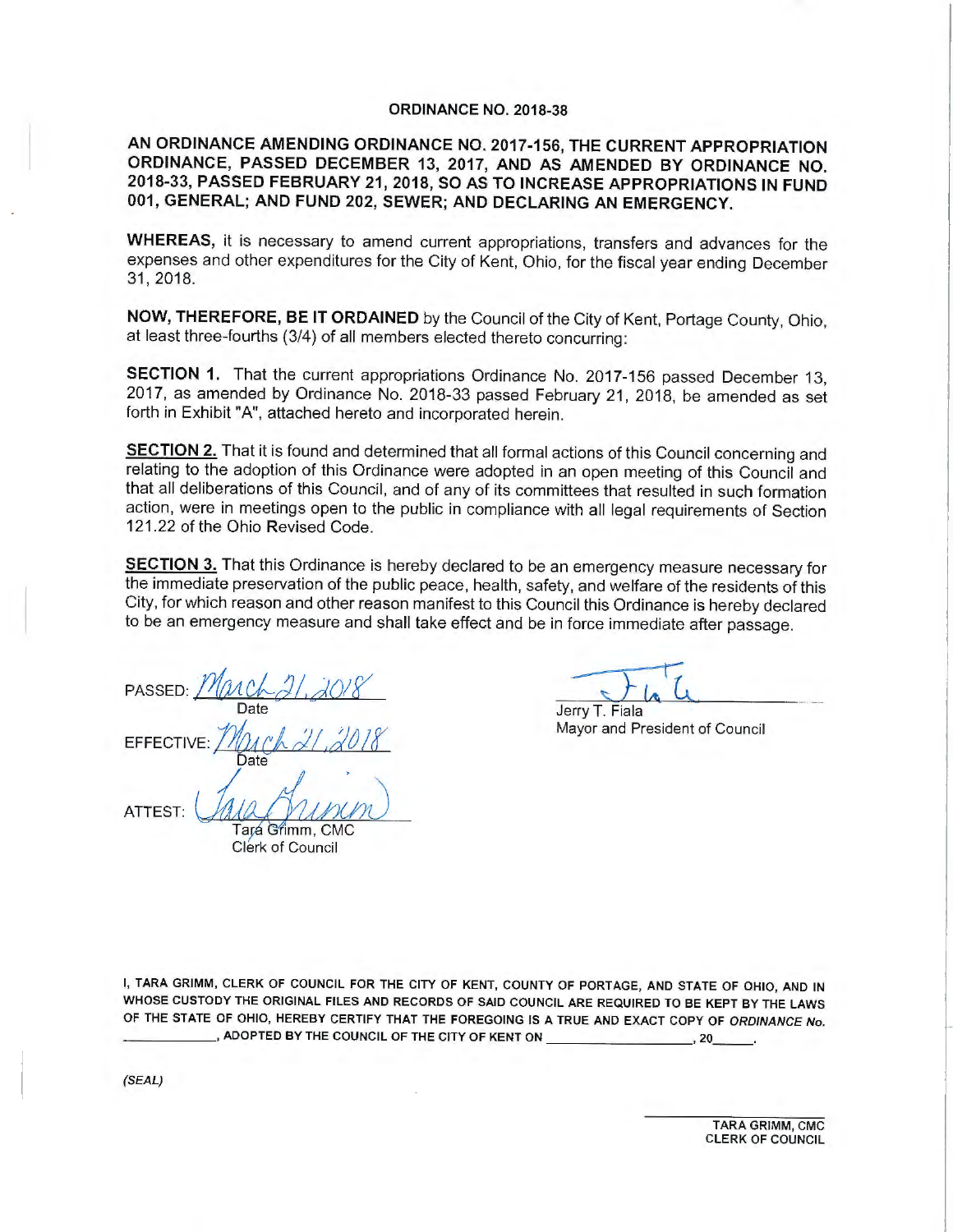**ORDINANCE NO. 2018-38**

**AN ORDINANCE AMENDING ORDINANCE NO. 2017-156, THE CURRENT APPROPRIATION ORDINANCE, PASSED DECEMBER 13, 2017, AND AS AMENDED BY ORDINANCE NO. 2018-33, PASSED FEBRUARY 21, 2018, SO AS TO INCREASE APPROPRIATIONS IN FUND 001, GENERAL; AND FUND 202, SEWER; AND DECLARING AN EMERGENCY.**

**WHEREAS,** it is necessary to amend current appropriations, transfers and advances for the expenses and other expenditures for the City of Kent, Ohio, for the fiscal year ending December 31, 2018.

**NOW, THEREFORE, BE IT ORDAINED** by the Council of the City of Kent, Portage County, Ohio, at least three-fourths (3/4) of all members elected thereto concurring:

**SECTION 1.** That the current appropriations Ordinance No. 2017-156 passed December 13, 2017, as amended by Ordinance No. 2018-33 passed February 21, 2018, be amended as set forth in Exhibit "A", attached hereto and incorporated herein.

**SECTION 2.** That it is found and determined that all formal actions of this Council concerning and relating to the adoption of this Ordinance were adopted in an open meeting of this Council and that all deliberations of this Council, and of any of its committees that resulted in such formation action, were in meetings open to the public in compliance with all legal requirements of Section 121.22 of the Ohio Revised Code.

**SECTION 3.** That this Ordinance is hereby declared to be an emergency measure necessary for the immediate preservation of the public peace, health, safety, and welfare of the residents of this City, for which reason and other reason manifest to this Council this Ordinance is hereby declared to be an emergency measure and shall take effect and be in force immediate after passage.

PASSED: March 21, 2018
Date

EFFECTIVE: March 21, 2018
Date

ATTEST: Tara Grimm
Tara Grimm, CMC
Clerk of Council

Jerry T. Fiala
Mayor and President of Council

I, TARA GRIMM, CLERK OF COUNCIL FOR THE CITY OF KENT, COUNTY OF PORTAGE, AND STATE OF OHIO, AND IN WHOSE CUSTODY THE ORIGINAL FILES AND RECORDS OF SAID COUNCIL ARE REQUIRED TO BE KEPT BY THE LAWS OF THE STATE OF OHIO, HEREBY CERTIFY THAT THE FOREGOING IS A TRUE AND EXACT COPY OF *ORDINANCE No.* \_\_\_\_\_\_\_\_\_\_, ADOPTED BY THE COUNCIL OF THE CITY OF KENT ON \_\_\_\_\_\_\_\_\_\_\_\_\_\_\_\_, 20\_\_\_\_.

*(SEAL)*

TARA GRIMM, CMC
CLERK OF COUNCIL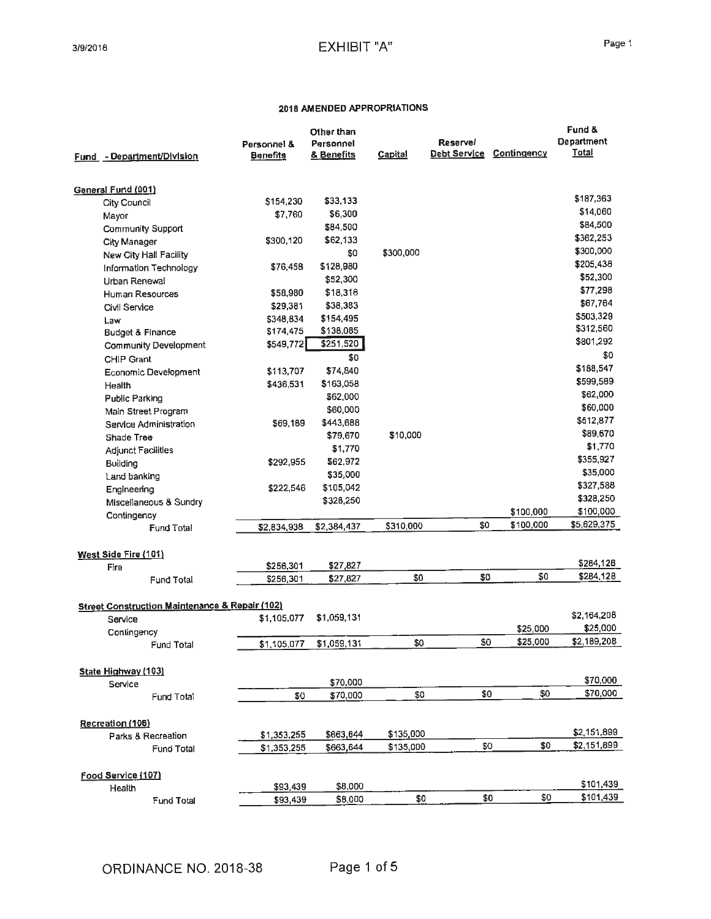# EXHIBIT "A"

3/9/2018

## 2018 AMENDED APPROPRIATIONS

| Fund - Department/Division | Personnel & Benefits | Other than Personnel & Benefits | Capital | Reserve/ Debt Service | Contingency | Fund & Department Total |
|---|---|---|---|---|---|---|
| **General Fund (001)** | | | | | | |
| City Council | $154,230 | $33,133 | | | | $187,363 |
| Mayor | $7,760 | $6,300 | | | | $14,060 |
| Community Support | | $84,500 | | | | $84,500 |
| City Manager | $300,120 | $62,133 | | | | $362,253 |
| New City Hall Facility | | $0 | $300,000 | | | $300,000 |
| Information Technology | $76,458 | $128,980 | | | | $205,438 |
| Urban Renewal | | $52,300 | | | | $52,300 |
| Human Resources | $58,980 | $18,318 | | | | $77,298 |
| Civil Service | $29,381 | $38,383 | | | | $67,764 |
| Law | $348,834 | $154,495 | | | | $503,329 |
| Budget & Finance | $174,475 | $138,085 | | | | $312,560 |
| Community Development | $549,772 | $251,520 | | | | $801,292 |
| CHIP Grant | | $0 | | | | $0 |
| Economic Development | $113,707 | $74,840 | | | | $188,547 |
| Health | $436,531 | $163,058 | | | | $599,589 |
| Public Parking | | $62,000 | | | | $62,000 |
| Main Street Program | | $60,000 | | | | $60,000 |
| Service Administration | $69,189 | $443,688 | | | | $512,877 |
| Shade Tree | | $79,670 | $10,000 | | | $89,670 |
| Adjunct Facilities | | $1,770 | | | | $1,770 |
| Building | $292,955 | $62,972 | | | | $355,927 |
| Land banking | | $35,000 | | | | $35,000 |
| Engineering | $222,546 | $105,042 | | | | $327,588 |
| Miscellaneous & Sundry | | $328,250 | | | | $328,250 |
| Contingency | | | | | $100,000 | $100,000 |
| Fund Total | $2,834,938 | $2,384,437 | $310,000 | $0 | $100,000 | $5,629,375 |
| **West Side Fire (101)** | | | | | | |
| Fire | $256,301 | $27,827 | | | | $284,128 |
| Fund Total | $256,301 | $27,827 | $0 | $0 | $0 | $284,128 |
| **Street Construction Maintenance & Repair (102)** | | | | | | |
| Service | $1,105,077 | $1,059,131 | | | | $2,164,208 |
| Contingency | | | | | $25,000 | $25,000 |
| Fund Total | $1,105,077 | $1,059,131 | $0 | $0 | $25,000 | $2,189,208 |
| **State Highway (103)** | | | | | | |
| Service | | $70,000 | | | | $70,000 |
| Fund Total | $0 | $70,000 | $0 | $0 | $0 | $70,000 |
| **Recreation (106)** | | | | | | |
| Parks & Recreation | $1,353,255 | $663,644 | $135,000 | | | $2,151,899 |
| Fund Total | $1,353,255 | $663,644 | $135,000 | $0 | $0 | $2,151,899 |
| **Food Service (107)** | | | | | | |
| Health | $93,439 | $8,000 | | | | $101,439 |
| Fund Total | $93,439 | $8,000 | $0 | $0 | $0 | $101,439 |

ORDINANCE NO. 2018-38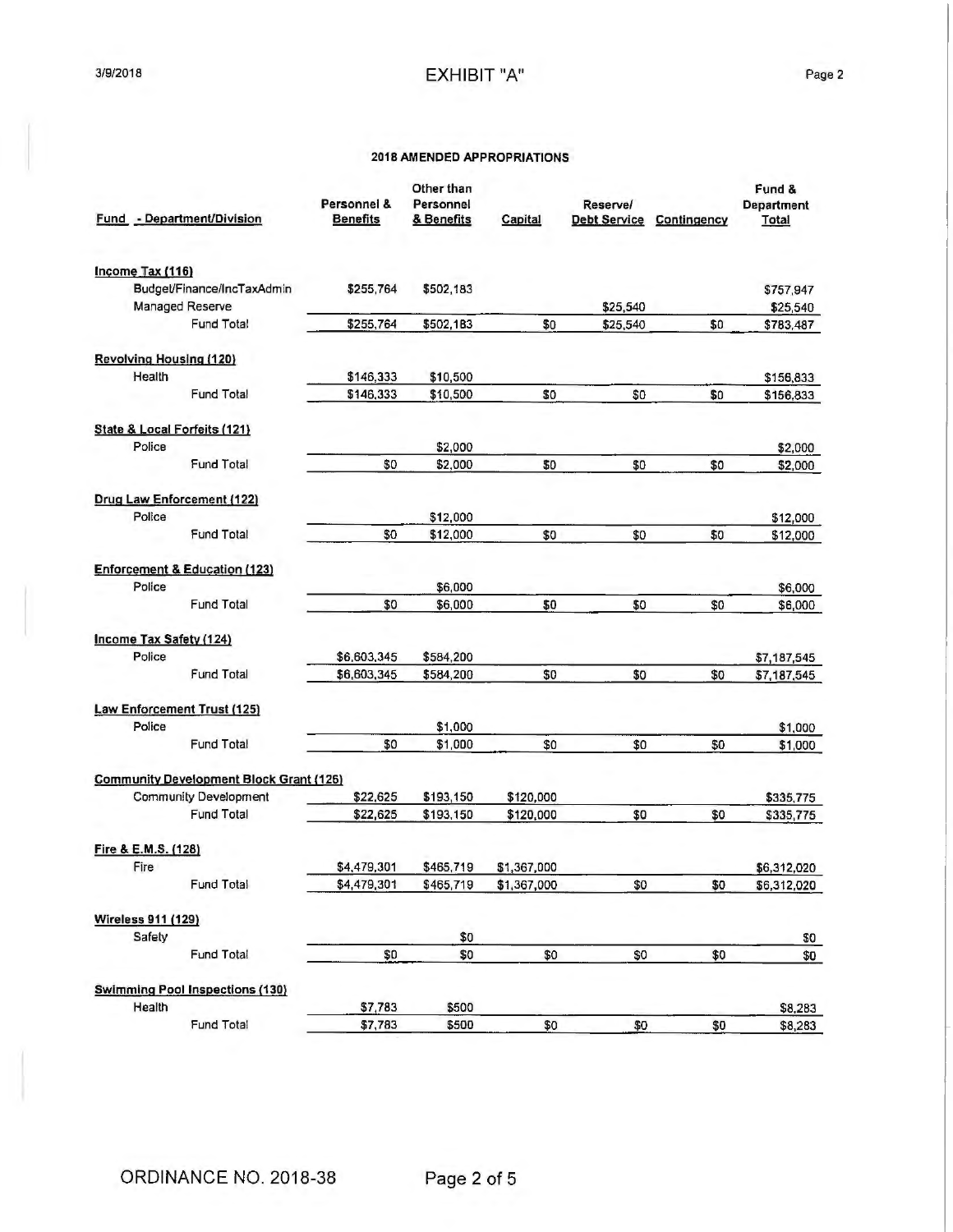EXHIBIT "A"

### 2018 AMENDED APPROPRIATIONS

| Fund - Department/Division | Personnel & Benefits | Other than Personnel & Benefits | Capital | Reserve/ Debt Service | Contingency | Fund & Department Total |
|---|---|---|---|---|---|---|
| **Income Tax (116)** | | | | | | |
| Budget/Finance/IncTaxAdmin | $255,764 | $502,183 | | | | $757,947 |
| Managed Reserve | | | | $25,540 | | $25,540 |
| Fund Total | $255,764 | $502,183 | $0 | $25,540 | $0 | $783,487 |
| **Revolving Housing (120)** | | | | | | |
| Health | $146,333 | $10,500 | | | | $156,833 |
| Fund Total | $146,333 | $10,500 | $0 | $0 | $0 | $156,833 |
| **State & Local Forfeits (121)** | | | | | | |
| Police | | $2,000 | | | | $2,000 |
| Fund Total | $0 | $2,000 | $0 | $0 | $0 | $2,000 |
| **Drug Law Enforcement (122)** | | | | | | |
| Police | | $12,000 | | | | $12,000 |
| Fund Total | $0 | $12,000 | $0 | $0 | $0 | $12,000 |
| **Enforcement & Education (123)** | | | | | | |
| Police | | $6,000 | | | | $6,000 |
| Fund Total | $0 | $6,000 | $0 | $0 | $0 | $6,000 |
| **Income Tax Safety (124)** | | | | | | |
| Police | $6,603,345 | $584,200 | | | | $7,187,545 |
| Fund Total | $6,603,345 | $584,200 | $0 | $0 | $0 | $7,187,545 |
| **Law Enforcement Trust (125)** | | | | | | |
| Police | | $1,000 | | | | $1,000 |
| Fund Total | $0 | $1,000 | $0 | $0 | $0 | $1,000 |
| **Community Development Block Grant (126)** | | | | | | |
| Community Development | $22,625 | $193,150 | $120,000 | | | $335,775 |
| Fund Total | $22,625 | $193,150 | $120,000 | $0 | $0 | $335,775 |
| **Fire & E.M.S. (128)** | | | | | | |
| Fire | $4,479,301 | $465,719 | $1,367,000 | | | $6,312,020 |
| Fund Total | $4,479,301 | $465,719 | $1,367,000 | $0 | $0 | $6,312,020 |
| **Wireless 911 (129)** | | | | | | |
| Safety | | $0 | | | | $0 |
| Fund Total | $0 | $0 | $0 | $0 | $0 | $0 |
| **Swimming Pool Inspections (130)** | | | | | | |
| Health | $7,783 | $500 | | | | $8,283 |
| Fund Total | $7,783 | $500 | $0 | $0 | $0 | $8,283 |

ORDINANCE NO. 2018-38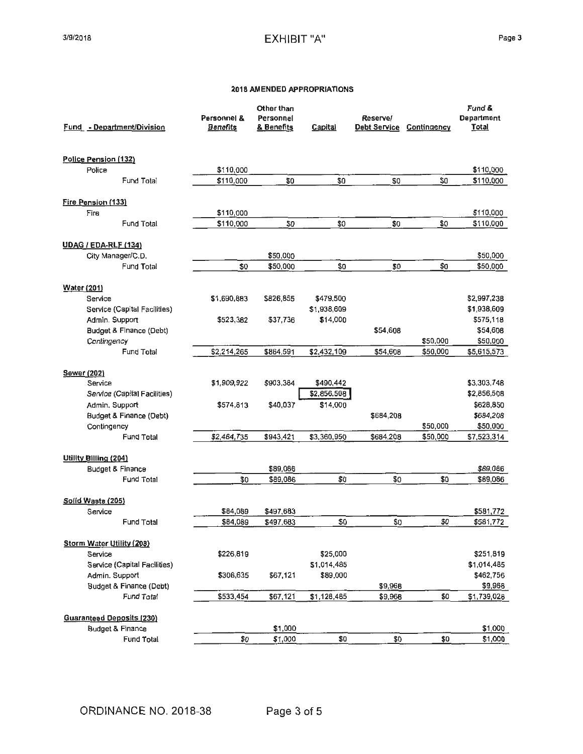# EXHIBIT "A"

## 2018 AMENDED APPROPRIATIONS

| Fund - Department/Division | Personnel & Benefits | Other than Personnel & Benefits | Capital | Reserve/ Debt Service | Contingency | Fund & Department Total |
|---|---|---|---|---|---|---|
| **Police Pension (132)** | | | | | | |
| Police | $110,000 | | | | | $110,000 |
| Fund Total | $110,000 | $0 | $0 | $0 | $0 | $110,000 |
| **Fire Pension (133)** | | | | | | |
| Fire | $110,000 | | | | | $110,000 |
| Fund Total | $110,000 | $0 | $0 | $0 | $0 | $110,000 |
| **UDAG / EDA-RLF (134)** | | | | | | |
| City Manager/C.D. | | $50,000 | | | | $50,000 |
| Fund Total | $0 | $50,000 | $0 | $0 | $0 | $50,000 |
| **Water (201)** | | | | | | |
| Service | $1,690,883 | $826,855 | $479,500 | | | $2,997,238 |
| Service (Capital Facilities) | | | $1,938,609 | | | $1,938,609 |
| Admin. Support | $523,382 | $37,736 | $14,000 | | | $575,118 |
| Budget & Finance (Debt) | | | | $54,608 | | $54,608 |
| Contingency | | | | | $50,000 | $50,000 |
| Fund Total | $2,214,265 | $864,591 | $2,432,109 | $54,608 | $50,000 | $5,615,573 |
| **Sewer (202)** | | | | | | |
| Service | $1,909,922 | $903,384 | $490,442 | | | $3,303,748 |
| Service (Capital Facilities) | | | $2,856,508 | | | $2,856,508 |
| Admin. Support | $574,813 | $40,037 | $14,000 | | | $628,850 |
| Budget & Finance (Debt) | | | | $684,208 | | $684,208 |
| Contingency | | | | | $50,000 | $50,000 |
| Fund Total | $2,484,735 | $943,421 | $3,360,950 | $684,208 | $50,000 | $7,523,314 |
| **Utility Billing (204)** | | | | | | |
| Budget & Finance | | $89,086 | | | | $89,086 |
| Fund Total | $0 | $89,086 | $0 | $0 | $0 | $89,086 |
| **Solid Waste (205)** | | | | | | |
| Service | $84,089 | $497,683 | | | | $581,772 |
| Fund Total | $84,089 | $497,683 | $0 | $0 | $0 | $581,772 |
| **Storm Water Utility (208)** | | | | | | |
| Service | $226,819 | | $25,000 | | | $251,819 |
| Service (Capital Facilities) | | | $1,014,485 | | | $1,014,485 |
| Admin. Support | $306,635 | $67,121 | $89,000 | | | $462,756 |
| Budget & Finance (Debt) | | | | $9,968 | | $9,968 |
| Fund Total | $533,454 | $67,121 | $1,128,485 | $9,968 | $0 | $1,739,028 |
| **Guaranteed Deposits (230)** | | | | | | |
| Budget & Finance | | $1,000 | | | | $1,000 |
| Fund Total | $0 | $1,000 | $0 | $0 | $0 | $1,000 |

ORDINANCE NO. 2018-38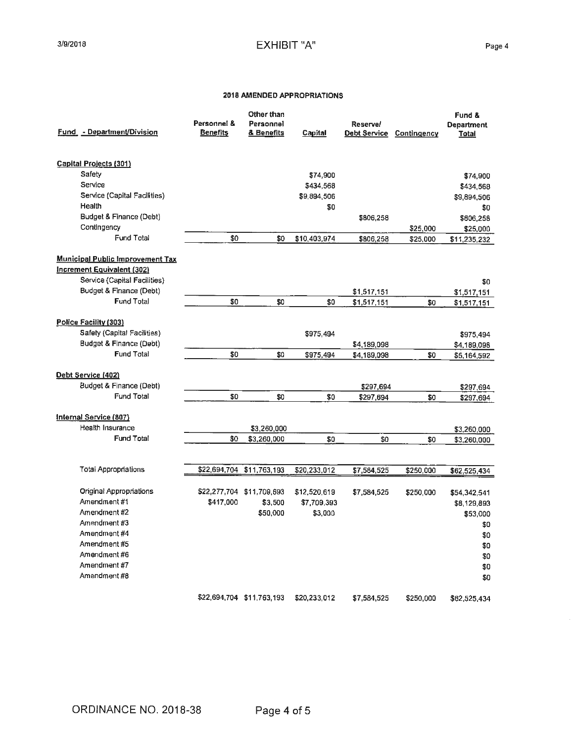# EXHIBIT "A"

## 2018 AMENDED APPROPRIATIONS

| Fund - Department/Division | Personnel & Benefits | Other than Personnel & Benefits | Capital | Reserve/ Debt Service | Contingency | Fund & Department Total |
|---|---|---|---|---|---|---|
| **Capital Projects (301)** | | | | | | |
| Safety | | | $74,900 | | | $74,900 |
| Service | | | $434,568 | | | $434,568 |
| Service (Capital Facilities) | | | $9,894,506 | | | $9,894,506 |
| Health | | | $0 | | | $0 |
| Budget & Finance (Debt) | | | | $806,258 | | $806,258 |
| Contingency | | | | | $25,000 | $25,000 |
| Fund Total | $0 | $0 | $10,403,974 | $806,258 | $25,000 | $11,235,232 |
| **Municipal Public Improvement Tax Increment Equivalent (302)** | | | | | | |
| Service (Capital Facilities) | | | | | | $0 |
| Budget & Finance (Debt) | | | | $1,517,151 | | $1,517,151 |
| Fund Total | $0 | $0 | $0 | $1,517,151 | $0 | $1,517,151 |
| **Police Facility (303)** | | | | | | |
| Safety (Capital Facilities) | | | $975,494 | | | $975,494 |
| Budget & Finance (Debt) | | | | $4,189,098 | | $4,189,098 |
| Fund Total | $0 | $0 | $975,494 | $4,189,098 | $0 | $5,164,592 |
| **Debt Service (402)** | | | | | | |
| Budget & Finance (Debt) | | | | $297,694 | | $297,694 |
| Fund Total | $0 | $0 | $0 | $297,694 | $0 | $297,694 |
| **Internal Service (807)** | | | | | | |
| Health Insurance | | $3,260,000 | | | | $3,260,000 |
| Fund Total | $0 | $3,260,000 | $0 | $0 | $0 | $3,260,000 |
| Total Appropriations | $22,694,704 | $11,763,193 | $20,233,012 | $7,584,525 | $250,000 | $62,525,434 |
| Original Appropriations | $22,277,704 | $11,709,693 | $12,520,619 | $7,584,525 | $250,000 | $54,342,541 |
| Amendment #1 | $417,000 | $3,500 | $7,709,393 | | | $8,129,893 |
| Amendment #2 | | $50,000 | $3,000 | | | $53,000 |
| Amendment #3 | | | | | | $0 |
| Amendment #4 | | | | | | $0 |
| Amendment #5 | | | | | | $0 |
| Amendment #6 | | | | | | $0 |
| Amendment #7 | | | | | | $0 |
| Amendment #8 | | | | | | $0 |
| | $22,694,704 | $11,763,193 | $20,233,012 | $7,584,525 | $250,000 | $62,525,434 |

ORDINANCE NO. 2018-38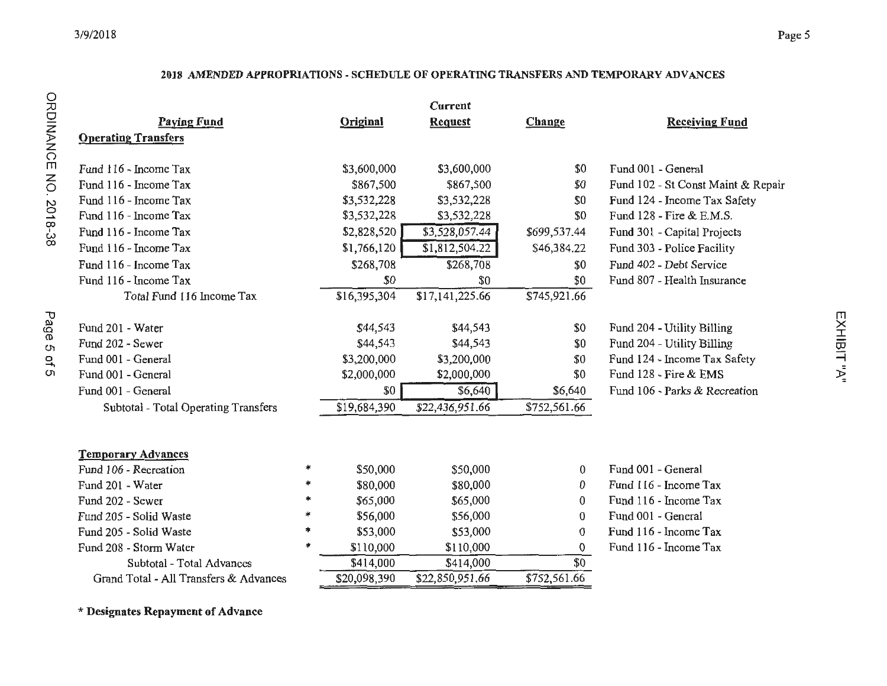## 2018 *AMENDED* APPROPRIATIONS - SCHEDULE OF OPERATING TRANSFERS AND TEMPORARY ADVANCES

| Paying Fund | | Original | Current Request | Change | Receiving Fund |
|---|---|---|---|---|---|
| **Operating Transfers** | | | | | |
| Fund 116 - Income Tax | | $3,600,000 | $3,600,000 | $0 | Fund 001 - General |
| Fund 116 - Income Tax | | $867,500 | $867,500 | $0 | Fund 102 - St Const Maint & Repair |
| Fund 116 - Income Tax | | $3,532,228 | $3,532,228 | $0 | Fund 124 - Income Tax Safety |
| Fund 116 - Income Tax | | $3,532,228 | $3,532,228 | $0 | Fund 128 - Fire & E.M.S. |
| Fund 116 - Income Tax | | $2,828,520 | $3,528,057.44 | $699,537.44 | Fund 301 - Capital Projects |
| Fund 116 - Income Tax | | $1,766,120 | $1,812,504.22 | $46,384.22 | Fund 303 - Police Facility |
| Fund 116 - Income Tax | | $268,708 | $268,708 | $0 | Fund 402 - Debt Service |
| Fund 116 - Income Tax | | $0 | $0 | $0 | Fund 807 - Health Insurance |
| Total Fund 116 Income Tax | | $16,395,304 | $17,141,225.66 | $745,921.66 | |
| Fund 201 - Water | | $44,543 | $44,543 | $0 | Fund 204 - Utility Billing |
| Fund 202 - Sewer | | $44,543 | $44,543 | $0 | Fund 204 - Utility Billing |
| Fund 001 - General | | $3,200,000 | $3,200,000 | $0 | Fund 124 - Income Tax Safety |
| Fund 001 - General | | $2,000,000 | $2,000,000 | $0 | Fund 128 - Fire & EMS |
| Fund 001 - General | | $0 | $6,640 | $6,640 | Fund 106 - Parks & Recreation |
| Subtotal - Total Operating Transfers | | $19,684,390 | $22,436,951.66 | $752,561.66 | |
| **Temporary Advances** | | | | | |
| Fund 106 - Recreation | * | $50,000 | $50,000 | 0 | Fund 001 - General |
| Fund 201 - Water | * | $80,000 | $80,000 | 0 | Fund 116 - Income Tax |
| Fund 202 - Sewer | * | $65,000 | $65,000 | 0 | Fund 116 - Income Tax |
| Fund 205 - Solid Waste | * | $56,000 | $56,000 | 0 | Fund 001 - General |
| Fund 205 - Solid Waste | * | $53,000 | $53,000 | 0 | Fund 116 - Income Tax |
| Fund 208 - Storm Water | * | $110,000 | $110,000 | 0 | Fund 116 - Income Tax |
| Subtotal - Total Advances | | $414,000 | $414,000 | $0 | |
| Grand Total - All Transfers & Advances | | $20,098,390 | $22,850,951.66 | $752,561.66 | |

**\* Designates Repayment of Advance**

ORDINANCE NO. 2018-38

EXHIBIT "A"